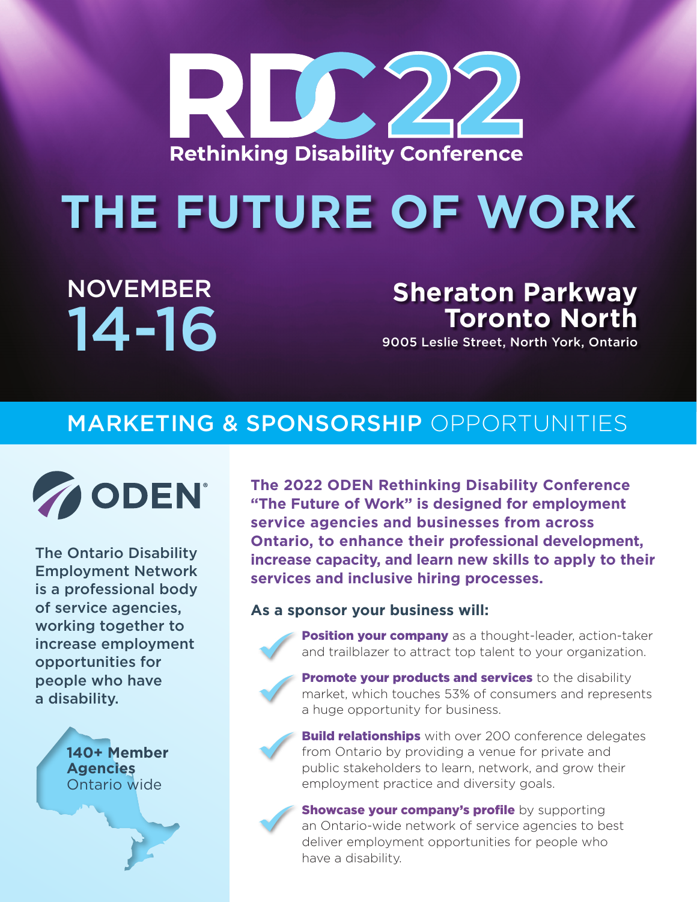# RDC22

**Rethinking Disability Conference**

# THE FUTURE OF WORK

NOVEMBER
14-16

**Sheraton Parkway Toronto North**
9005 Leslie Street, North York, Ontario

## MARKETING & SPONSORSHIP OPPORTUNITIES

**ODEN**

The Ontario Disability Employment Network is a professional body of service agencies, working together to increase employment opportunities for people who have a disability.

**140+ Member Agencies** Ontario wide

**The 2022 ODEN Rethinking Disability Conference "The Future of Work" is designed for employment service agencies and businesses from across Ontario, to enhance their professional development, increase capacity, and learn new skills to apply to their services and inclusive hiring processes.**

**As a sponsor your business will:**

- **Position your company** as a thought-leader, action-taker and trailblazer to attract top talent to your organization.
- **Promote your products and services** to the disability market, which touches 53% of consumers and represents a huge opportunity for business.
- **Build relationships** with over 200 conference delegates from Ontario by providing a venue for private and public stakeholders to learn, network, and grow their employment practice and diversity goals.
- **Showcase your company's profile** by supporting an Ontario-wide network of service agencies to best deliver employment opportunities for people who have a disability.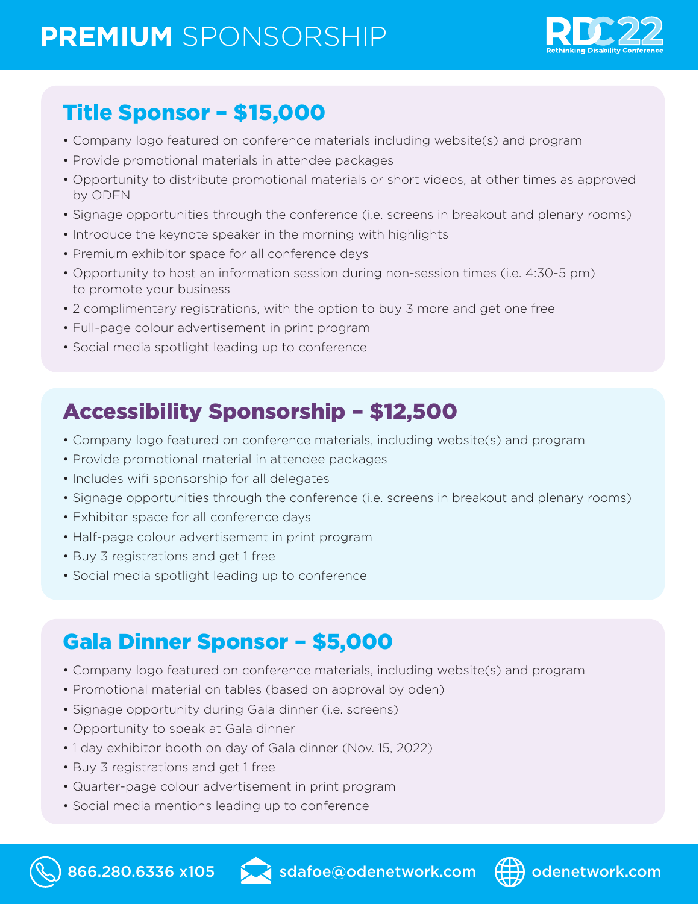# PREMIUM SPONSORSHIP

RDC22 Rethinking Disability Conference

## Title Sponsor – $15,000

- Company logo featured on conference materials including website(s) and program
- Provide promotional materials in attendee packages
- Opportunity to distribute promotional materials or short videos, at other times as approved by ODEN
- Signage opportunities through the conference (i.e. screens in breakout and plenary rooms)
- Introduce the keynote speaker in the morning with highlights
- Premium exhibitor space for all conference days
- Opportunity to host an information session during non-session times (i.e. 4:30-5 pm) to promote your business
- 2 complimentary registrations, with the option to buy 3 more and get one free
- Full-page colour advertisement in print program
- Social media spotlight leading up to conference

## Accessibility Sponsorship – $12,500

- Company logo featured on conference materials, including website(s) and program
- Provide promotional material in attendee packages
- Includes wifi sponsorship for all delegates
- Signage opportunities through the conference (i.e. screens in breakout and plenary rooms)
- Exhibitor space for all conference days
- Half-page colour advertisement in print program
- Buy 3 registrations and get 1 free
- Social media spotlight leading up to conference

## Gala Dinner Sponsor – $5,000

- Company logo featured on conference materials, including website(s) and program
- Promotional material on tables (based on approval by oden)
- Signage opportunity during Gala dinner (i.e. screens)
- Opportunity to speak at Gala dinner
- 1 day exhibitor booth on day of Gala dinner (Nov. 15, 2022)
- Buy 3 registrations and get 1 free
- Quarter-page colour advertisement in print program
- Social media mentions leading up to conference

866.280.6336 x105 | sdafoe@odenetwork.com | odenetwork.com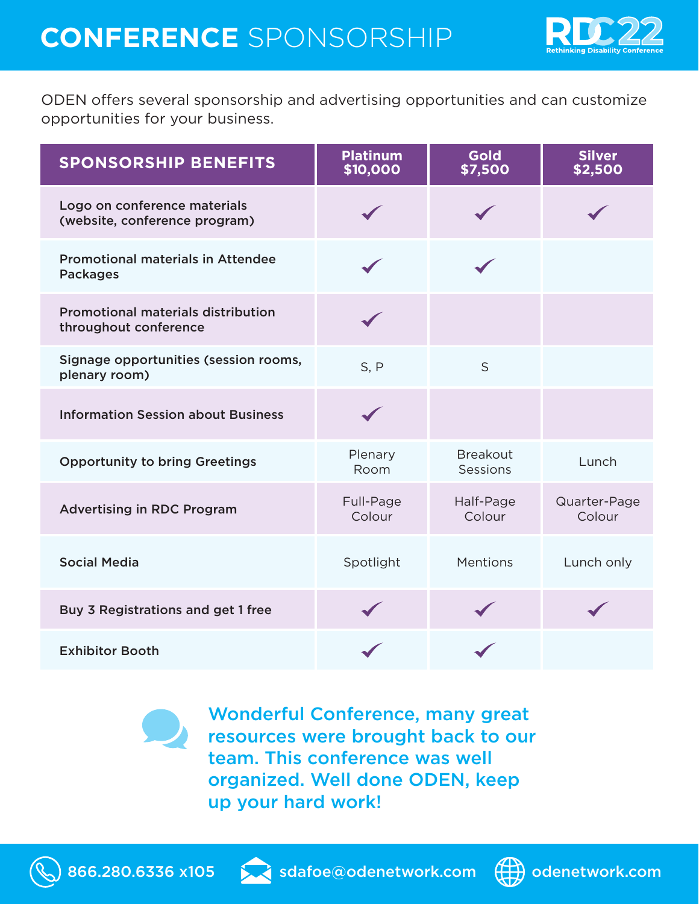# CONFERENCE SPONSORSHIP

RDC22 Rethinking Disability Conference

ODEN offers several sponsorship and advertising opportunities and can customize opportunities for your business.

| SPONSORSHIP BENEFITS | Platinum $10,000 | Gold $7,500 | Silver $2,500 |
|---|---|---|---|
| Logo on conference materials (website, conference program) | ✓ | ✓ | ✓ |
| Promotional materials in Attendee Packages | ✓ | ✓ | |
| Promotional materials distribution throughout conference | ✓ | | |
| Signage opportunities (session rooms, plenary room) | S, P | S | |
| Information Session about Business | ✓ | | |
| Opportunity to bring Greetings | Plenary Room | Breakout Sessions | Lunch |
| Advertising in RDC Program | Full-Page Colour | Half-Page Colour | Quarter-Page Colour |
| Social Media | Spotlight | Mentions | Lunch only |
| Buy 3 Registrations and get 1 free | ✓ | ✓ | ✓ |
| Exhibitor Booth | ✓ | ✓ | |

**Wonderful Conference, many great resources were brought back to our team. This conference was well organized. Well done ODEN, keep up your hard work!**

866.280.6336 x105 | sdafoe@odenetwork.com | odenetwork.com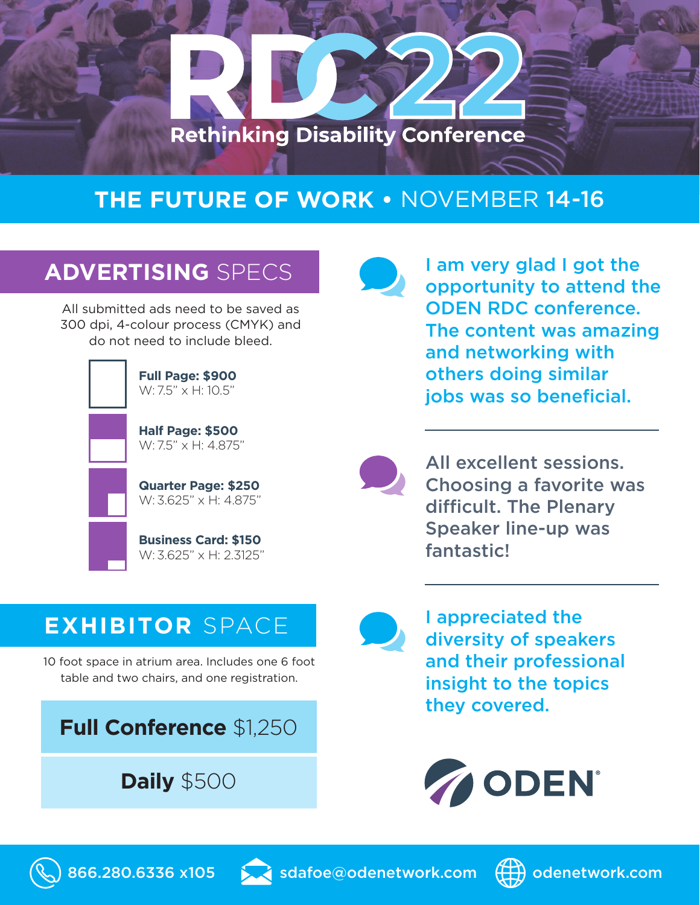# RDC22

**Rethinking Disability Conference**

## THE FUTURE OF WORK • NOVEMBER 14-16

## ADVERTISING SPECS

All submitted ads need to be saved as 300 dpi, 4-colour process (CMYK) and do not need to include bleed.

**Full Page: $900**
W: 7.5" x H: 10.5"

**Half Page: $500**
W: 7.5" x H: 4.875"

**Quarter Page: $250**
W: 3.625" x H: 4.875"

**Business Card: $150**
W: 3.625" x H: 2.3125"

## EXHIBITOR SPACE

10 foot space in atrium area. Includes one 6 foot table and two chairs, and one registration.

**Full Conference** $1,250

**Daily** $500

I am very glad I got the opportunity to attend the ODEN RDC conference. The content was amazing and networking with others doing similar jobs was so beneficial.

---

All excellent sessions. Choosing a favorite was difficult. The Plenary Speaker line-up was fantastic!

---

I appreciated the diversity of speakers and their professional insight to the topics they covered.

ODEN®

866.280.6336 x105 | sdafoe@odenetwork.com | odenetwork.com